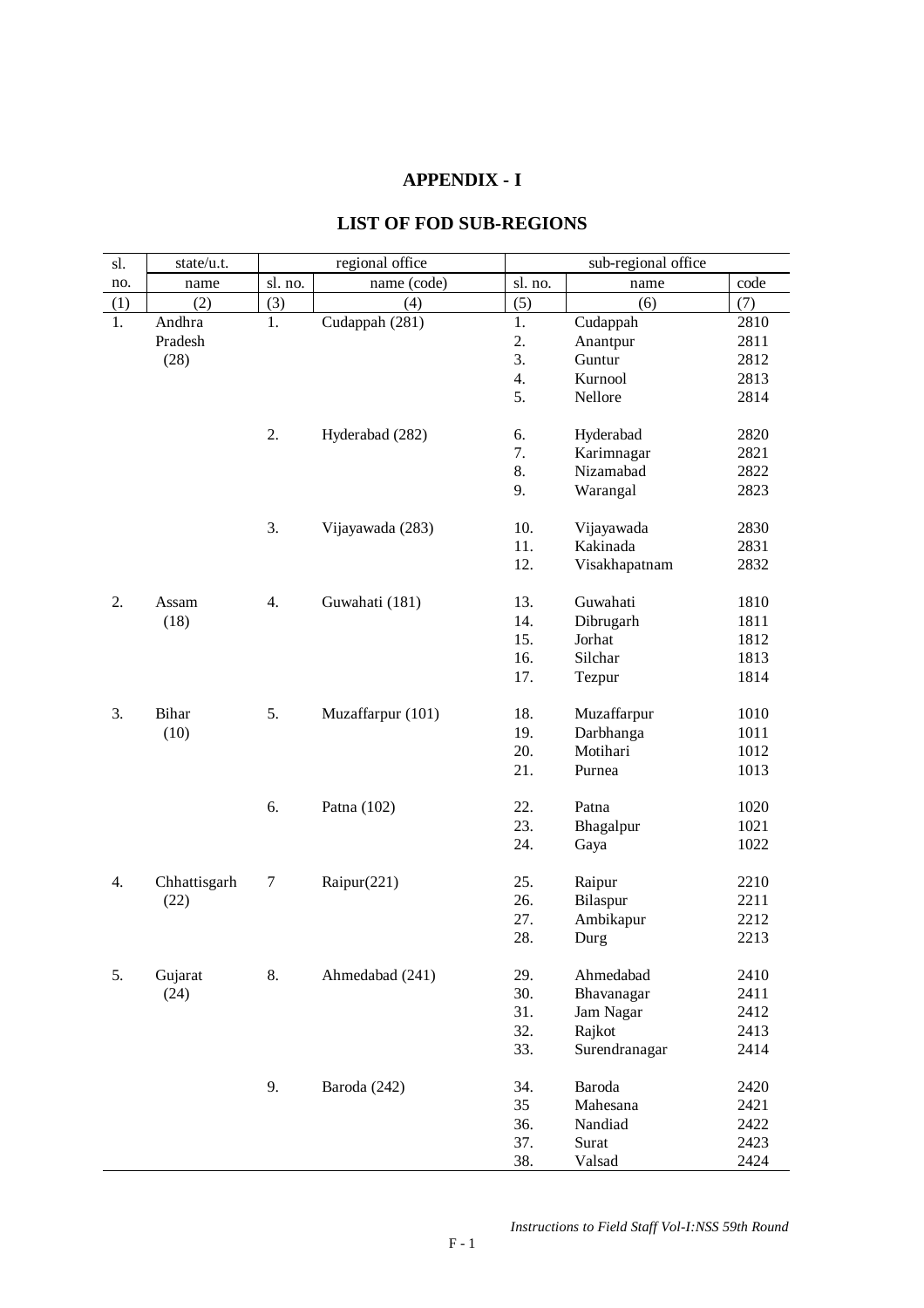# APPENDIX - I

## LIST OF FOD SUB-REGIONS

| sl. | state/u.t. | regional office | | sub-regional office | | |
|---|---|---|---|---|---|---|
| no. | name | sl. no. | name (code) | sl. no. | name | code |
| (1) | (2) | (3) | (4) | (5) | (6) | (7) |
| 1. | Andhra Pradesh (28) | 1. | Cudappah (281) | 1. | Cudappah | 2810 |
| | | | | 2. | Anantpur | 2811 |
| | | | | 3. | Guntur | 2812 |
| | | | | 4. | Kurnool | 2813 |
| | | | | 5. | Nellore | 2814 |
| | | 2. | Hyderabad (282) | 6. | Hyderabad | 2820 |
| | | | | 7. | Karimnagar | 2821 |
| | | | | 8. | Nizamabad | 2822 |
| | | | | 9. | Warangal | 2823 |
| | | 3. | Vijayawada (283) | 10. | Vijayawada | 2830 |
| | | | | 11. | Kakinada | 2831 |
| | | | | 12. | Visakhapatnam | 2832 |
| 2. | Assam (18) | 4. | Guwahati (181) | 13. | Guwahati | 1810 |
| | | | | 14. | Dibrugarh | 1811 |
| | | | | 15. | Jorhat | 1812 |
| | | | | 16. | Silchar | 1813 |
| | | | | 17. | Tezpur | 1814 |
| 3. | Bihar (10) | 5. | Muzaffarpur (101) | 18. | Muzaffarpur | 1010 |
| | | | | 19. | Darbhanga | 1011 |
| | | | | 20. | Motihari | 1012 |
| | | | | 21. | Purnea | 1013 |
| | | 6. | Patna (102) | 22. | Patna | 1020 |
| | | | | 23. | Bhagalpur | 1021 |
| | | | | 24. | Gaya | 1022 |
| 4. | Chhattisgarh (22) | 7 | Raipur(221) | 25. | Raipur | 2210 |
| | | | | 26. | Bilaspur | 2211 |
| | | | | 27. | Ambikapur | 2212 |
| | | | | 28. | Durg | 2213 |
| 5. | Gujarat (24) | 8. | Ahmedabad (241) | 29. | Ahmedabad | 2410 |
| | | | | 30. | Bhavanagar | 2411 |
| | | | | 31. | Jam Nagar | 2412 |
| | | | | 32. | Rajkot | 2413 |
| | | | | 33. | Surendranagar | 2414 |
| | | 9. | Baroda (242) | 34. | Baroda | 2420 |
| | | | | 35 | Mahesana | 2421 |
| | | | | 36. | Nandiad | 2422 |
| | | | | 37. | Surat | 2423 |
| | | | | 38. | Valsad | 2424 |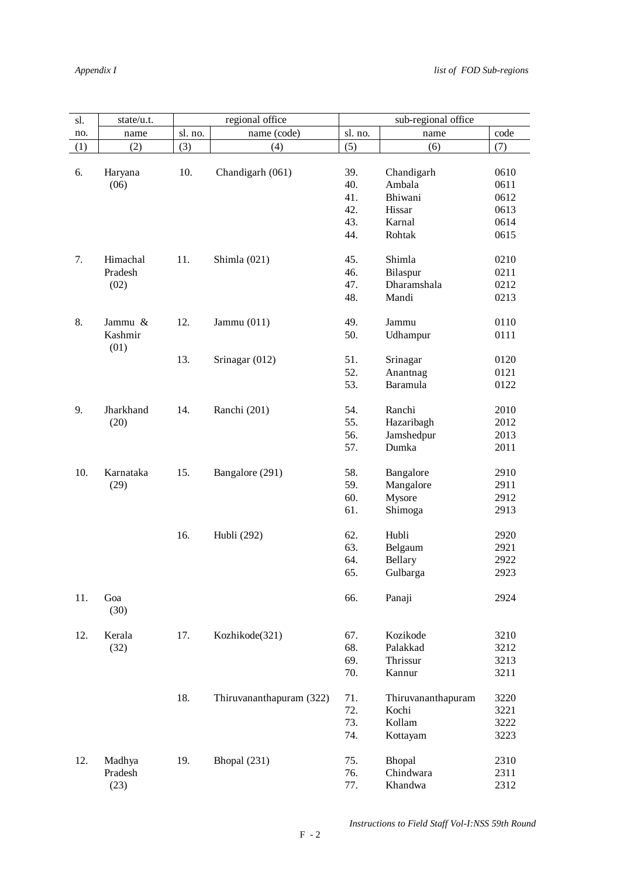| sl. no. | state/u.t. name | regional office | | sub-regional office | | |
|---|---|---|---|---|---|---|
| | | sl. no. | name (code) | sl. no. | name | code |
| (1) | (2) | (3) | (4) | (5) | (6) | (7) |
| 6. | Haryana (06) | 10. | Chandigarh (061) | 39. | Chandigarh | 0610 |
| | | | | 40. | Ambala | 0611 |
| | | | | 41. | Bhiwani | 0612 |
| | | | | 42. | Hissar | 0613 |
| | | | | 43. | Karnal | 0614 |
| | | | | 44. | Rohtak | 0615 |
| 7. | Himachal Pradesh (02) | 11. | Shimla (021) | 45. | Shimla | 0210 |
| | | | | 46. | Bilaspur | 0211 |
| | | | | 47. | Dharamshala | 0212 |
| | | | | 48. | Mandi | 0213 |
| 8. | Jammu & Kashmir (01) | 12. | Jammu (011) | 49. | Jammu | 0110 |
| | | | | 50. | Udhampur | 0111 |
| | | 13. | Srinagar (012) | 51. | Srinagar | 0120 |
| | | | | 52. | Anantnag | 0121 |
| | | | | 53. | Baramula | 0122 |
| 9. | Jharkhand (20) | 14. | Ranchi (201) | 54. | Ranchi | 2010 |
| | | | | 55. | Hazaribagh | 2012 |
| | | | | 56. | Jamshedpur | 2013 |
| | | | | 57. | Dumka | 2011 |
| 10. | Karnataka (29) | 15. | Bangalore (291) | 58. | Bangalore | 2910 |
| | | | | 59. | Mangalore | 2911 |
| | | | | 60. | Mysore | 2912 |
| | | | | 61. | Shimoga | 2913 |
| | | 16. | Hubli (292) | 62. | Hubli | 2920 |
| | | | | 63. | Belgaum | 2921 |
| | | | | 64. | Bellary | 2922 |
| | | | | 65. | Gulbarga | 2923 |
| 11. | Goa (30) | | | 66. | Panaji | 2924 |
| 12. | Kerala (32) | 17. | Kozhikode(321) | 67. | Kozikode | 3210 |
| | | | | 68. | Palakkad | 3212 |
| | | | | 69. | Thrissur | 3213 |
| | | | | 70. | Kannur | 3211 |
| | | 18. | Thiruvananthapuram (322) | 71. | Thiruvananthapuram | 3220 |
| | | | | 72. | Kochi | 3221 |
| | | | | 73. | Kollam | 3222 |
| | | | | 74. | Kottayam | 3223 |
| 12. | Madhya Pradesh (23) | 19. | Bhopal (231) | 75. | Bhopal | 2310 |
| | | | | 76. | Chindwara | 2311 |
| | | | | 77. | Khandwa | 2312 |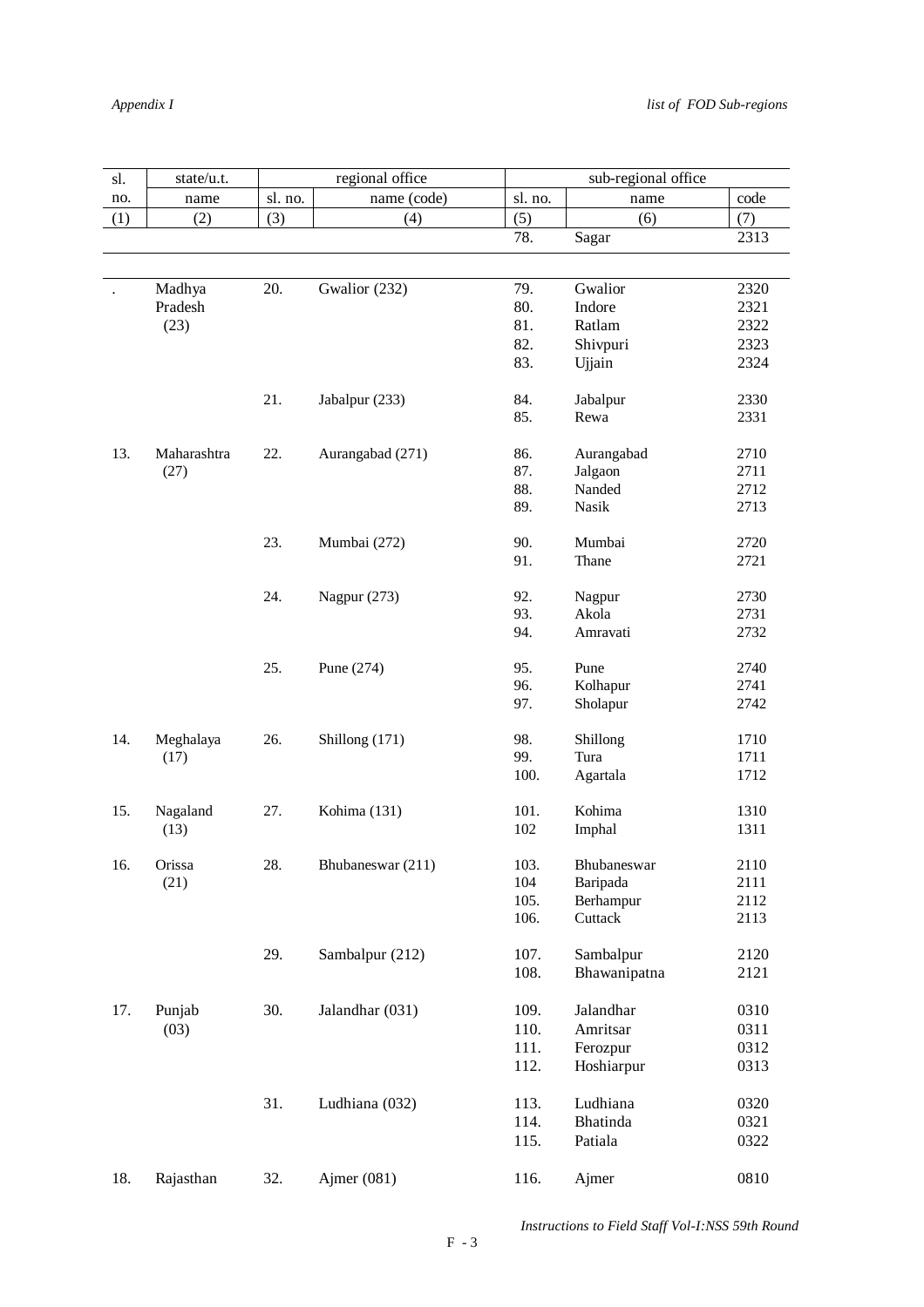*Appendix I* *list of FOD Sub-regions*

| sl. no. | state/u.t. name | regional office sl. no. | regional office name (code) | sub-regional office sl. no. | sub-regional office name | sub-regional office code |
|---|---|---|---|---|---|---|
| (1) | (2) | (3) | (4) | (5) | (6) | (7) |
| | | | | 78. | Sagar | 2313 |
| . | Madhya Pradesh (23) | 20. | Gwalior (232) | 79. | Gwalior | 2320 |
| | | | | 80. | Indore | 2321 |
| | | | | 81. | Ratlam | 2322 |
| | | | | 82. | Shivpuri | 2323 |
| | | | | 83. | Ujjain | 2324 |
| | | 21. | Jabalpur (233) | 84. | Jabalpur | 2330 |
| | | | | 85. | Rewa | 2331 |
| 13. | Maharashtra (27) | 22. | Aurangabad (271) | 86. | Aurangabad | 2710 |
| | | | | 87. | Jalgaon | 2711 |
| | | | | 88. | Nanded | 2712 |
| | | | | 89. | Nasik | 2713 |
| | | 23. | Mumbai (272) | 90. | Mumbai | 2720 |
| | | | | 91. | Thane | 2721 |
| | | 24. | Nagpur (273) | 92. | Nagpur | 2730 |
| | | | | 93. | Akola | 2731 |
| | | | | 94. | Amravati | 2732 |
| | | 25. | Pune (274) | 95. | Pune | 2740 |
| | | | | 96. | Kolhapur | 2741 |
| | | | | 97. | Sholapur | 2742 |
| 14. | Meghalaya (17) | 26. | Shillong (171) | 98. | Shillong | 1710 |
| | | | | 99. | Tura | 1711 |
| | | | | 100. | Agartala | 1712 |
| 15. | Nagaland (13) | 27. | Kohima (131) | 101. | Kohima | 1310 |
| | | | | 102 | Imphal | 1311 |
| 16. | Orissa (21) | 28. | Bhubaneswar (211) | 103. | Bhubaneswar | 2110 |
| | | | | 104 | Baripada | 2111 |
| | | | | 105. | Berhampur | 2112 |
| | | | | 106. | Cuttack | 2113 |
| | | 29. | Sambalpur (212) | 107. | Sambalpur | 2120 |
| | | | | 108. | Bhawanipatna | 2121 |
| 17. | Punjab (03) | 30. | Jalandhar (031) | 109. | Jalandhar | 0310 |
| | | | | 110. | Amritsar | 0311 |
| | | | | 111. | Ferozpur | 0312 |
| | | | | 112. | Hoshiarpur | 0313 |
| | | 31. | Ludhiana (032) | 113. | Ludhiana | 0320 |
| | | | | 114. | Bhatinda | 0321 |
| | | | | 115. | Patiala | 0322 |
| 18. | Rajasthan | 32. | Ajmer (081) | 116. | Ajmer | 0810 |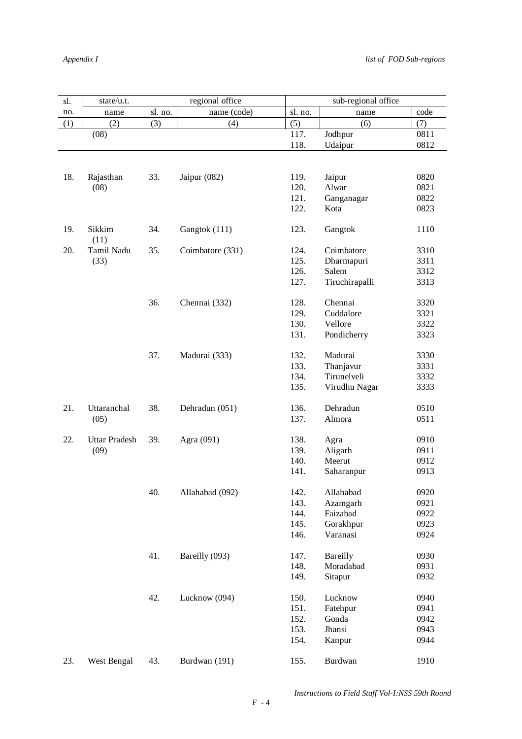| sl. no. | state/u.t. name | regional office | | sub-regional office | | |
|---|---|---|---|---|---|---|
| | | sl. no. | name (code) | sl. no. | name | code |
| (1) | (2) | (3) | (4) | (5) | (6) | (7) |
| | (08) | | | 117. | Jodhpur | 0811 |
| | | | | 118. | Udaipur | 0812 |
| 18. | Rajasthan (08) | 33. | Jaipur (082) | 119. | Jaipur | 0820 |
| | | | | 120. | Alwar | 0821 |
| | | | | 121. | Ganganagar | 0822 |
| | | | | 122. | Kota | 0823 |
| 19. | Sikkim (11) | 34. | Gangtok (111) | 123. | Gangtok | 1110 |
| 20. | Tamil Nadu (33) | 35. | Coimbatore (331) | 124. | Coimbatore | 3310 |
| | | | | 125. | Dharmapuri | 3311 |
| | | | | 126. | Salem | 3312 |
| | | | | 127. | Tiruchirapalli | 3313 |
| | | 36. | Chennai (332) | 128. | Chennai | 3320 |
| | | | | 129. | Cuddalore | 3321 |
| | | | | 130. | Vellore | 3322 |
| | | | | 131. | Pondicherry | 3323 |
| | | 37. | Madurai (333) | 132. | Madurai | 3330 |
| | | | | 133. | Thanjavur | 3331 |
| | | | | 134. | Tirunelveli | 3332 |
| | | | | 135. | Virudhu Nagar | 3333 |
| 21. | Uttaranchal (05) | 38. | Dehradun (051) | 136. | Dehradun | 0510 |
| | | | | 137. | Almora | 0511 |
| 22. | Uttar Pradesh (09) | 39. | Agra (091) | 138. | Agra | 0910 |
| | | | | 139. | Aligarh | 0911 |
| | | | | 140. | Meerut | 0912 |
| | | | | 141. | Saharanpur | 0913 |
| | | 40. | Allahabad (092) | 142. | Allahabad | 0920 |
| | | | | 143. | Azamgarh | 0921 |
| | | | | 144. | Faizabad | 0922 |
| | | | | 145. | Gorakhpur | 0923 |
| | | | | 146. | Varanasi | 0924 |
| | | 41. | Bareilly (093) | 147. | Bareilly | 0930 |
| | | | | 148. | Moradabad | 0931 |
| | | | | 149. | Sitapur | 0932 |
| | | 42. | Lucknow (094) | 150. | Lucknow | 0940 |
| | | | | 151. | Fatehpur | 0941 |
| | | | | 152. | Gonda | 0942 |
| | | | | 153. | Jhansi | 0943 |
| | | | | 154. | Kanpur | 0944 |
| 23. | West Bengal | 43. | Burdwan (191) | 155. | Burdwan | 1910 |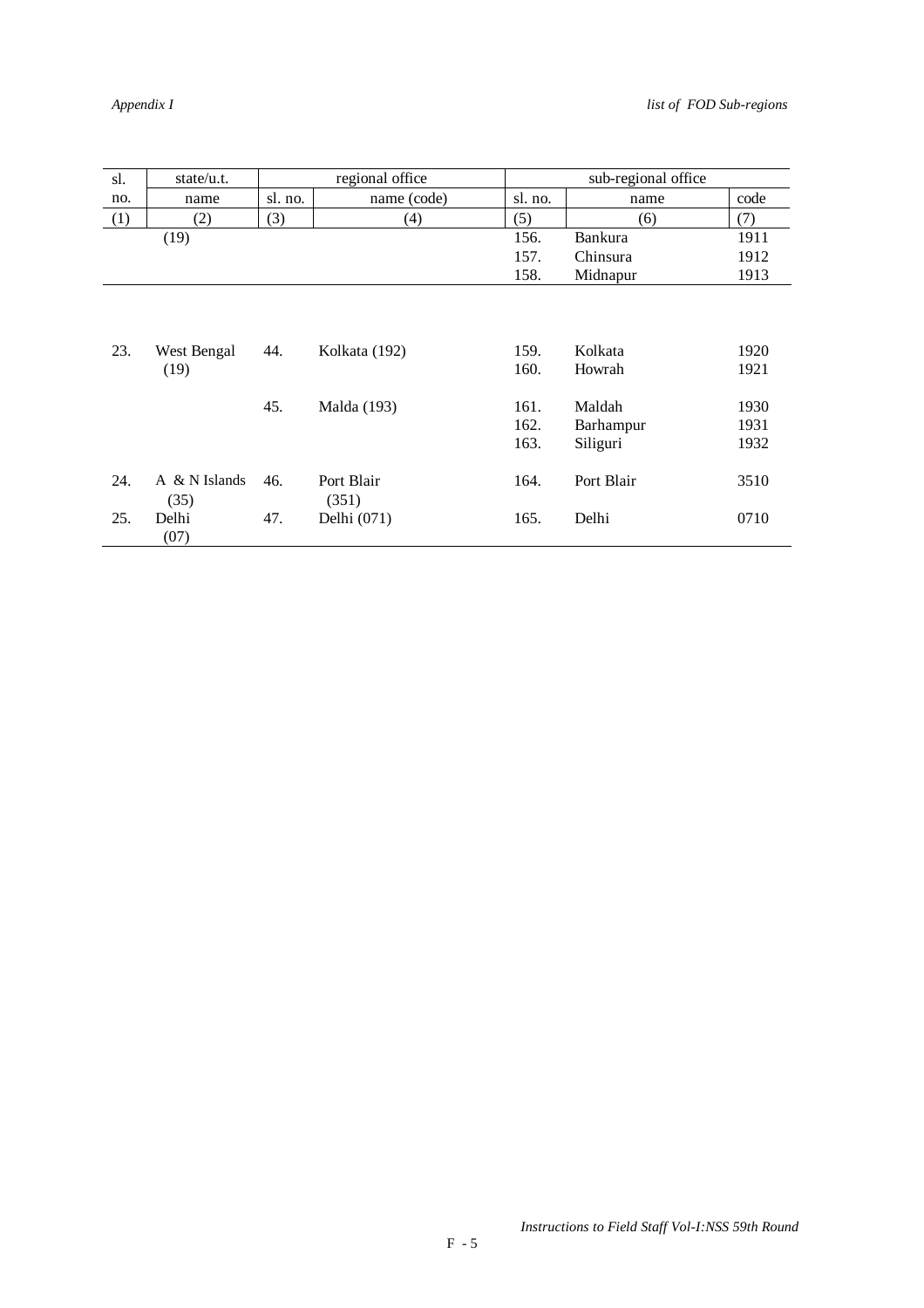| sl. | state/u.t. | regional office | | sub-regional office | | |
|---|---|---|---|---|---|---|
| no. | name | sl. no. | name (code) | sl. no. | name | code |
| (1) | (2) | (3) | (4) | (5) | (6) | (7) |
| | (19) | | | 156. | Bankura | 1911 |
| | | | | 157. | Chinsura | 1912 |
| | | | | 158. | Midnapur | 1913 |
| 23. | West Bengal (19) | 44. | Kolkata (192) | 159. | Kolkata | 1920 |
| | | | | 160. | Howrah | 1921 |
| | | 45. | Malda (193) | 161. | Maldah | 1930 |
| | | | | 162. | Barhampur | 1931 |
| | | | | 163. | Siliguri | 1932 |
| 24. | A & N Islands (35) | 46. | Port Blair (351) | 164. | Port Blair | 3510 |
| 25. | Delhi (07) | 47. | Delhi (071) | 165. | Delhi | 0710 |